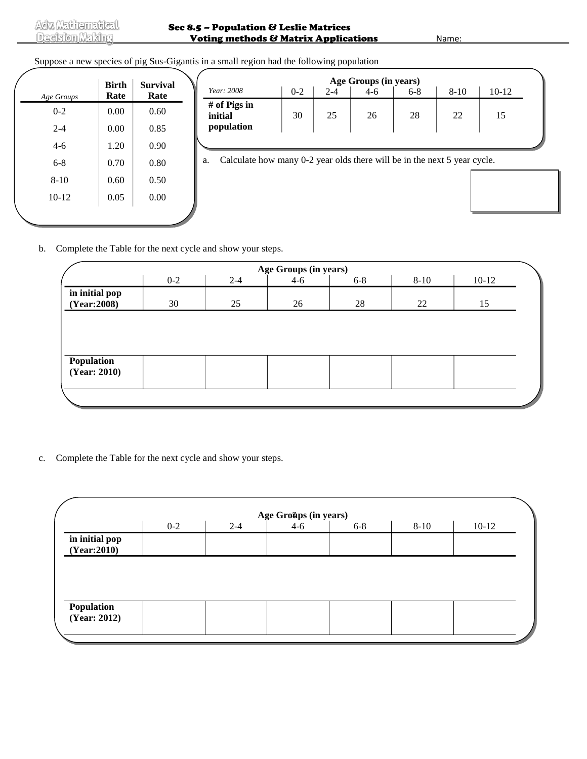Sec 8.5 – Population & Leslie Matrices

Voting methods & Matrix Applications

Name:

Suppose a new species of pig Sus-Gigantis in a small region had the following population

| *Age Groups* | Birth Rate | Survival Rate |
|---|---|---|
| 0-2 | 0.00 | 0.60 |
| 2-4 | 0.00 | 0.85 |
| 4-6 | 1.20 | 0.90 |
| 6-8 | 0.70 | 0.80 |
| 8-10 | 0.60 | 0.50 |
| 10-12 | 0.05 | 0.00 |

| | Age Groups (in years) | | | | | |
|---|---|---|---|---|---|---|
| *Year: 2008* | 0-2 | 2-4 | 4-6 | 6-8 | 8-10 | 10-12 |
| **# of Pigs in initial population** | 30 | 25 | 26 | 28 | 22 | 15 |

a. Calculate how many 0-2 year olds there will be in the next 5 year cycle.

b. Complete the Table for the next cycle and show your steps.

| | Age Groups (in years) | | | | | |
|---|---|---|---|---|---|---|
| | 0-2 | 2-4 | 4-6 | 6-8 | 8-10 | 10-12 |
| **in initial pop (Year:2008)** | 30 | 25 | 26 | 28 | 22 | 15 |
| **Population (Year: 2010)** | | | | | | |

c. Complete the Table for the next cycle and show your steps.

| | Age Groups (in years) | | | | | |
|---|---|---|---|---|---|---|
| | 0-2 | 2-4 | 4-6 | 6-8 | 8-10 | 10-12 |
| **in initial pop (Year:2010)** | | | | | | |
| **Population (Year: 2012)** | | | | | | |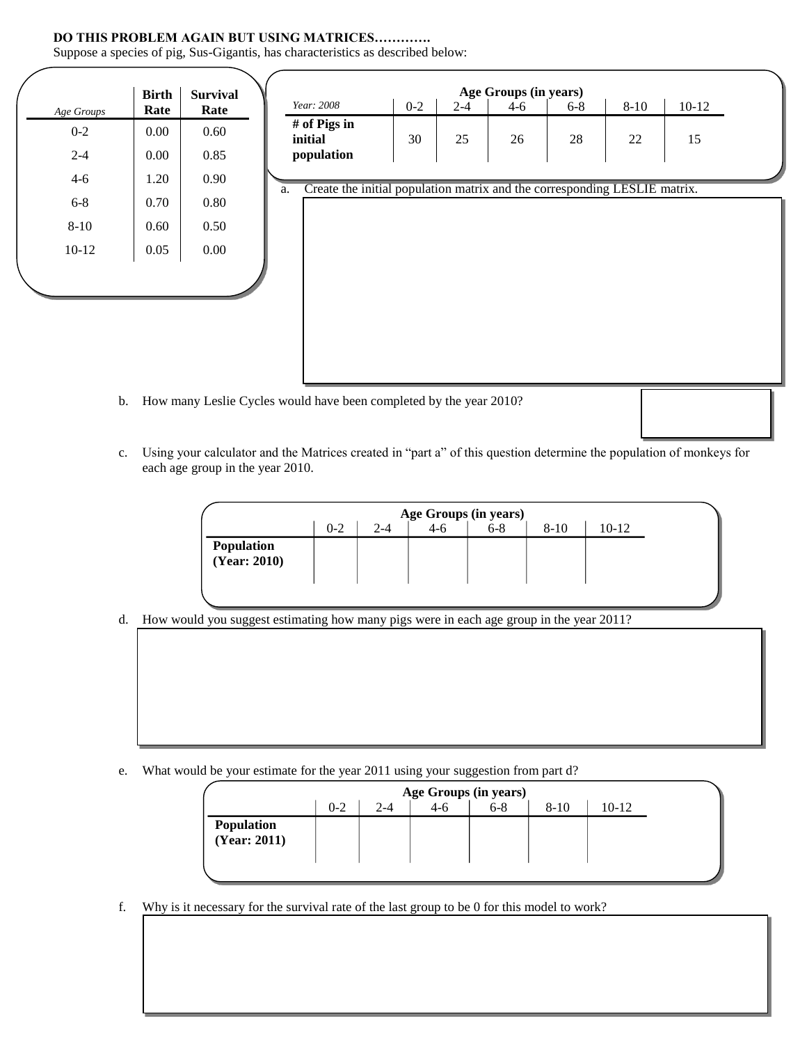**DO THIS PROBLEM AGAIN BUT USING MATRICES………….**

Suppose a species of pig, Sus-Gigantis, has characteristics as described below:

| *Age Groups* | Birth Rate | Survival Rate |
|---|---|---|
| 0-2 | 0.00 | 0.60 |
| 2-4 | 0.00 | 0.85 |
| 4-6 | 1.20 | 0.90 |
| 6-8 | 0.70 | 0.80 |
| 8-10 | 0.60 | 0.50 |
| 10-12 | 0.05 | 0.00 |

| | Age Groups (in years) | | | | | |
|---|---|---|---|---|---|---|
| *Year: 2008* | 0-2 | 2-4 | 4-6 | 6-8 | 8-10 | 10-12 |
| **# of Pigs in initial population** | 30 | 25 | 26 | 28 | 22 | 15 |

a. Create the initial population matrix and the corresponding LESLIE matrix.

b. How many Leslie Cycles would have been completed by the year 2010?

c. Using your calculator and the Matrices created in "part a" of this question determine the population of monkeys for each age group in the year 2010.

| | Age Groups (in years) | | | | | |
|---|---|---|---|---|---|---|
| | 0-2 | 2-4 | 4-6 | 6-8 | 8-10 | 10-12 |
| **Population (Year: 2010)** | | | | | | |

d. How would you suggest estimating how many pigs were in each age group in the year 2011?

e. What would be your estimate for the year 2011 using your suggestion from part d?

| | Age Groups (in years) | | | | | |
|---|---|---|---|---|---|---|
| | 0-2 | 2-4 | 4-6 | 6-8 | 8-10 | 10-12 |
| **Population (Year: 2011)** | | | | | | |

f. Why is it necessary for the survival rate of the last group to be 0 for this model to work?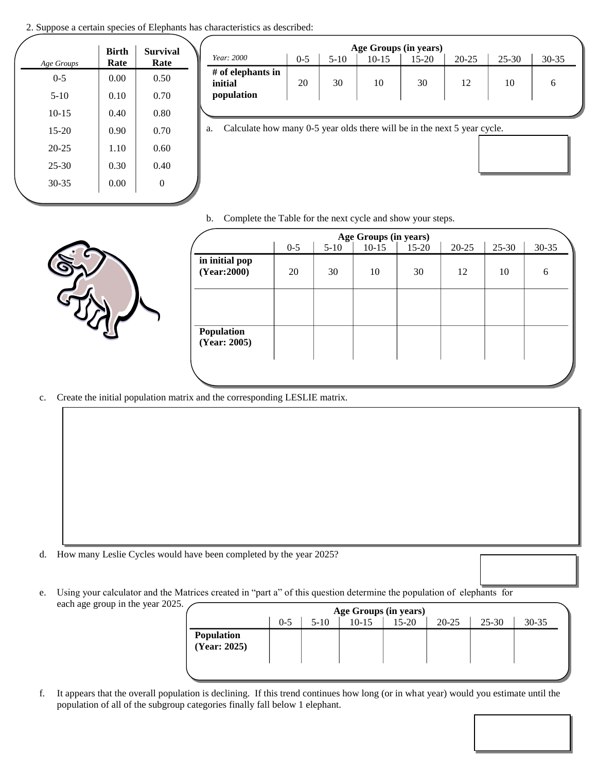2. Suppose a certain species of Elephants has characteristics as described:

| *Age Groups* | Birth Rate | Survival Rate |
|---|---|---|
| 0-5 | 0.00 | 0.50 |
| 5-10 | 0.10 | 0.70 |
| 10-15 | 0.40 | 0.80 |
| 15-20 | 0.90 | 0.70 |
| 20-25 | 1.10 | 0.60 |
| 25-30 | 0.30 | 0.40 |
| 30-35 | 0.00 | 0 |

| | Age Groups (in years) | | | | | | |
|---|---|---|---|---|---|---|---|
| *Year: 2000* | 0-5 | 5-10 | 10-15 | 15-20 | 20-25 | 25-30 | 30-35 |
| **# of elephants in initial population** | 20 | 30 | 10 | 30 | 12 | 10 | 6 |

a. Calculate how many 0-5 year olds there will be in the next 5 year cycle.

b. Complete the Table for the next cycle and show your steps.

| | Age Groups (in years) | | | | | | |
|---|---|---|---|---|---|---|---|
| | 0-5 | 5-10 | 10-15 | 15-20 | 20-25 | 25-30 | 30-35 |
| **in initial pop (Year:2000)** | 20 | 30 | 10 | 30 | 12 | 10 | 6 |
| | | | | | | | |
| **Population (Year: 2005)** | | | | | | | |

c. Create the initial population matrix and the corresponding LESLIE matrix.

d. How many Leslie Cycles would have been completed by the year 2025?

e. Using your calculator and the Matrices created in "part a" of this question determine the population of elephants for each age group in the year 2025.

| | Age Groups (in years) | | | | | | |
|---|---|---|---|---|---|---|---|
| | 0-5 | 5-10 | 10-15 | 15-20 | 20-25 | 25-30 | 30-35 |
| **Population (Year: 2025)** | | | | | | | |

f. It appears that the overall population is declining. If this trend continues how long (or in what year) would you estimate until the population of all of the subgroup categories finally fall below 1 elephant.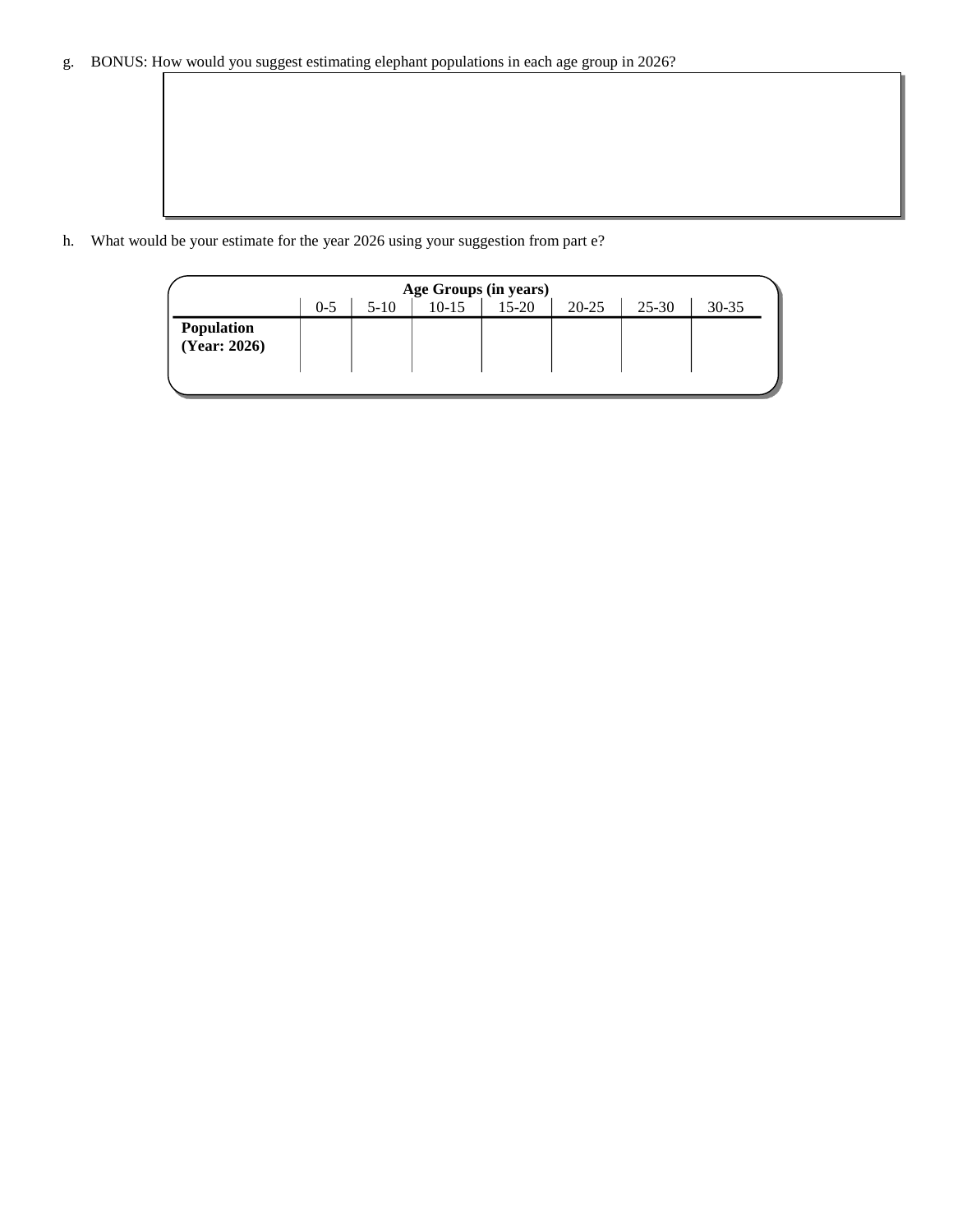g. BONUS: How would you suggest estimating elephant populations in each age group in 2026?

h. What would be your estimate for the year 2026 using your suggestion from part e?

| | Age Groups (in years) | | | | | | |
|---|---|---|---|---|---|---|---|
| | 0-5 | 5-10 | 10-15 | 15-20 | 20-25 | 25-30 | 30-35 |
| **Population (Year: 2026)** | | | | | | | |